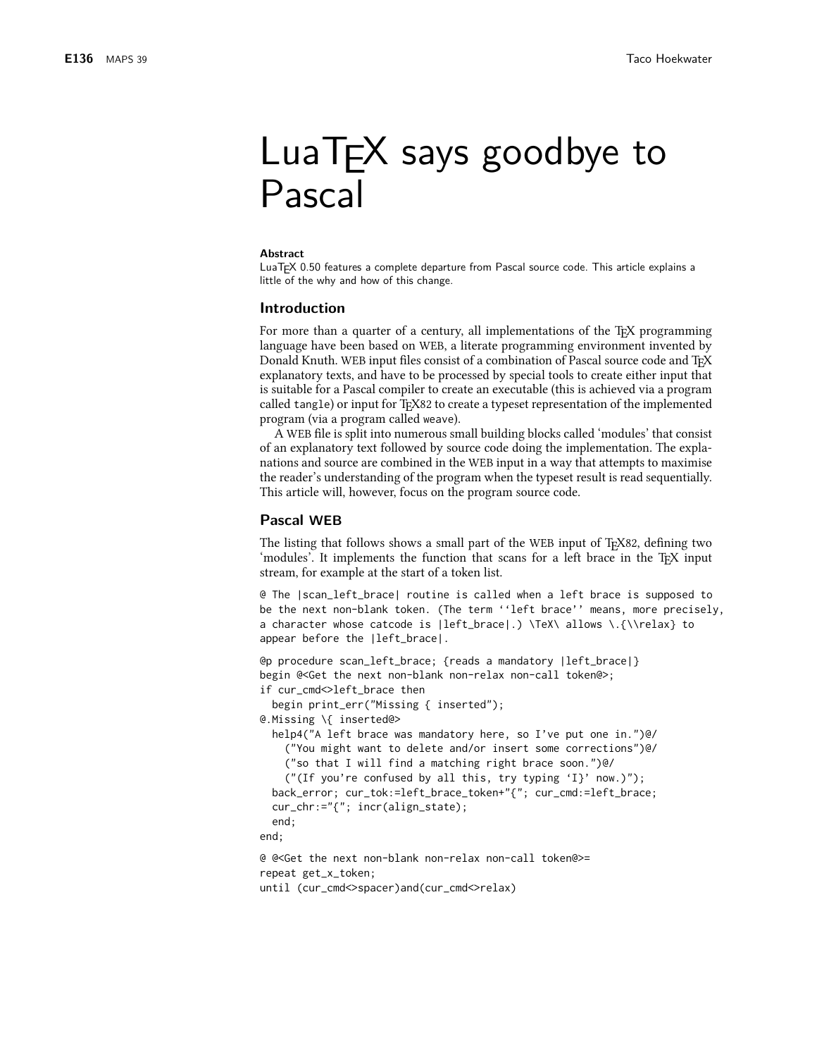# LuaTEX says goodbye to Pascal

**Abstract**

LuaTEX 0.50 features a complete departure from Pascal source code. This article explains a little of the why and how of this change.

## Introduction

For more than a quarter of a century, all implementations of the TEX programming language have been based on WEB, a literate programming environment invented by Donald Knuth. WEB input files consist of a combination of Pascal source code and TEX explanatory texts, and have to be processed by special tools to create either input that is suitable for a Pascal compiler to create an executable (this is achieved via a program called `tangle`) or input for TEX82 to create a typeset representation of the implemented program (via a program called `weave`).

A WEB file is split into numerous small building blocks called 'modules' that consist of an explanatory text followed by source code doing the implementation. The explanations and source are combined in the WEB input in a way that attempts to maximise the reader's understanding of the program when the typeset result is read sequentially. This article will, however, focus on the program source code.

## Pascal WEB

The listing that follows shows a small part of the WEB input of TEX82, defining two 'modules'. It implements the function that scans for a left brace in the TEX input stream, for example at the start of a token list.

```
@ The |scan_left_brace| routine is called when a left brace is supposed to
be the next non-blank token. (The term ‘‘left brace’’ means, more precisely,
a character whose catcode is |left_brace|.) \TeX\ allows \.{\\relax} to
appear before the |left_brace|.

@p procedure scan_left_brace; {reads a mandatory |left_brace|}
begin @<Get the next non-blank non-relax non-call token@>;
if cur_cmd<>left_brace then
  begin print_err("Missing { inserted");
@.Missing \{ inserted@>
  help4("A left brace was mandatory here, so I've put one in.")@/
    ("You might want to delete and/or insert some corrections")@/
    ("so that I will find a matching right brace soon.")@/
    ("(If you're confused by all this, try typing ‘I}’ now.)");
  back_error; cur_tok:=left_brace_token+"{"; cur_cmd:=left_brace;
  cur_chr:="{"; incr(align_state);
  end;
end;

@ @<Get the next non-blank non-relax non-call token@>=
repeat get_x_token;
until (cur_cmd<>spacer)and(cur_cmd<>relax)
```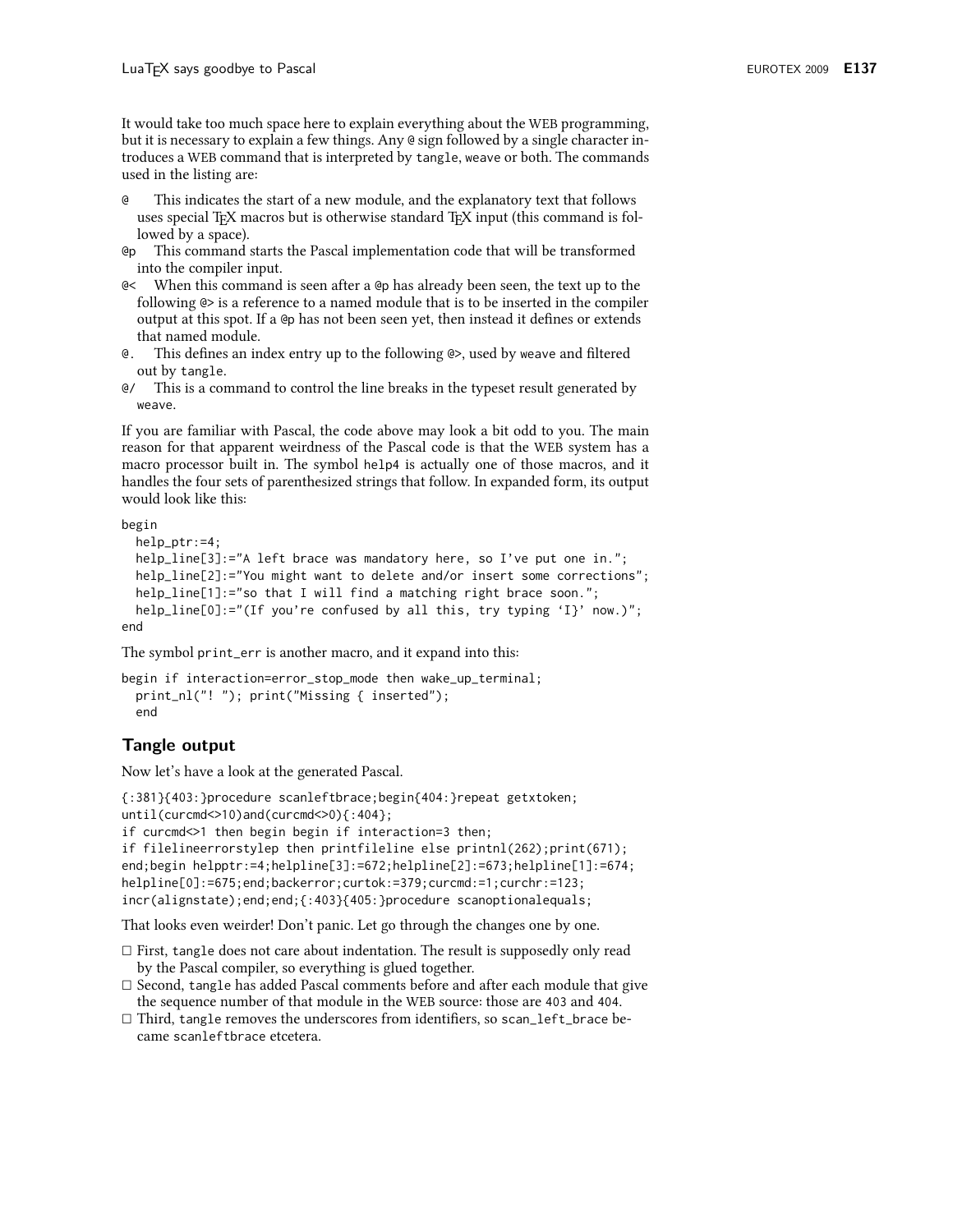It would take too much space here to explain everything about the WEB programming, but it is necessary to explain a few things. Any `@` sign followed by a single character introduces a WEB command that is interpreted by `tangle`, `weave` or both. The commands used in the listing are:

- `@` This indicates the start of a new module, and the explanatory text that follows uses special TEX macros but is otherwise standard TEX input (this command is followed by a space).
- `@p` This command starts the Pascal implementation code that will be transformed into the compiler input.
- `@<` When this command is seen after a `@p` has already been seen, the text up to the following `@>` is a reference to a named module that is to be inserted in the compiler output at this spot. If a `@p` has not been seen yet, then instead it defines or extends that named module.
- `@.` This defines an index entry up to the following `@>`, used by `weave` and filtered out by `tangle`.
- `@/` This is a command to control the line breaks in the typeset result generated by `weave`.

If you are familiar with Pascal, the code above may look a bit odd to you. The main reason for that apparent weirdness of the Pascal code is that the WEB system has a macro processor built in. The symbol `help4` is actually one of those macros, and it handles the four sets of parenthesized strings that follow. In expanded form, its output would look like this:

```
begin
  help_ptr:=4;
  help_line[3]:="A left brace was mandatory here, so I've put one in.";
  help_line[2]:="You might want to delete and/or insert some corrections";
  help_line[1]:="so that I will find a matching right brace soon.";
  help_line[0]:="(If you're confused by all this, try typing 'I}' now.)";
end
```

The symbol `print_err` is another macro, and it expand into this:

```
begin if interaction=error_stop_mode then wake_up_terminal;
  print_nl("! "); print("Missing { inserted");
  end
```

## Tangle output

Now let's have a look at the generated Pascal.

```
{:381}{403:}procedure scanleftbrace;begin{404:}repeat getxtoken;
until(curcmd<>10)and(curcmd<>0){:404};
if curcmd<>1 then begin begin if interaction=3 then;
if filelineerrorstylep then printfileline else printnl(262);print(671);
end;begin helpptr:=4;helpline[3]:=672;helpline[2]:=673;helpline[1]:=674;
helpline[0]:=675;end;backerror;curtok:=379;curcmd:=1;curchr:=123;
incr(alignstate);end;end;{:403}{405:}procedure scanoptionalequals;
```

That looks even weirder! Don't panic. Let go through the changes one by one.

- First, `tangle` does not care about indentation. The result is supposedly only read by the Pascal compiler, so everything is glued together.
- Second, `tangle` has added Pascal comments before and after each module that give the sequence number of that module in the WEB source: those are `403` and `404`.
- Third, `tangle` removes the underscores from identifiers, so `scan_left_brace` became `scanleftbrace` etcetera.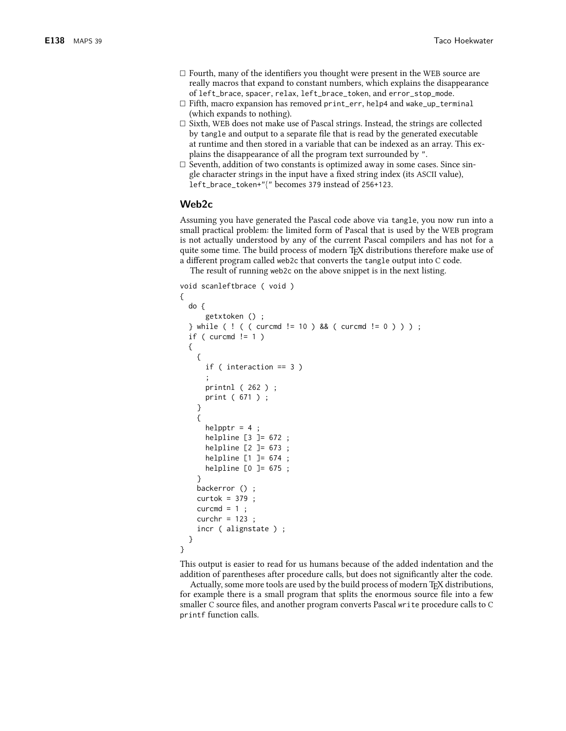- Fourth, many of the identifiers you thought were present in the WEB source are really macros that expand to constant numbers, which explains the disappearance of `left_brace`, `spacer`, `relax`, `left_brace_token`, and `error_stop_mode`.
- Fifth, macro expansion has removed `print_err`, `help4` and `wake_up_terminal` (which expands to nothing).
- Sixth, WEB does not make use of Pascal strings. Instead, the strings are collected by `tangle` and output to a separate file that is read by the generated executable at runtime and then stored in a variable that can be indexed as an array. This explains the disappearance of all the program text surrounded by `"`.
- Seventh, addition of two constants is optimized away in some cases. Since single character strings in the input have a fixed string index (its ASCII value), `left_brace_token+"{"` becomes `379` instead of `256+123`.

## Web2c

Assuming you have generated the Pascal code above via `tangle`, you now run into a small practical problem: the limited form of Pascal that is used by the WEB program is not actually understood by any of the current Pascal compilers and has not for a quite some time. The build process of modern TeX distributions therefore make use of a different program called `web2c` that converts the `tangle` output into C code.

The result of running `web2c` on the above snippet is in the next listing.

```
void scanleftbrace ( void )
{
  do {
      getxtoken () ;
  } while ( ! ( ( curcmd != 10 ) && ( curcmd != 0 ) ) ) ;
  if ( curcmd != 1 )
  {
    {
      if ( interaction == 3 )
      ;
      printnl ( 262 ) ;
      print ( 671 ) ;
    }
    {
      helpptr = 4 ;
      helpline [3 ]= 672 ;
      helpline [2 ]= 673 ;
      helpline [1 ]= 674 ;
      helpline [0 ]= 675 ;
    }
    backerror () ;
    curtok = 379 ;
    curcmd = 1 ;
    curchr = 123 ;
    incr ( alignstate ) ;
  }
}
```

This output is easier to read for us humans because of the added indentation and the addition of parentheses after procedure calls, but does not significantly alter the code.

Actually, some more tools are used by the build process of modern TeX distributions, for example there is a small program that splits the enormous source file into a few smaller C source files, and another program converts Pascal `write` procedure calls to C `printf` function calls.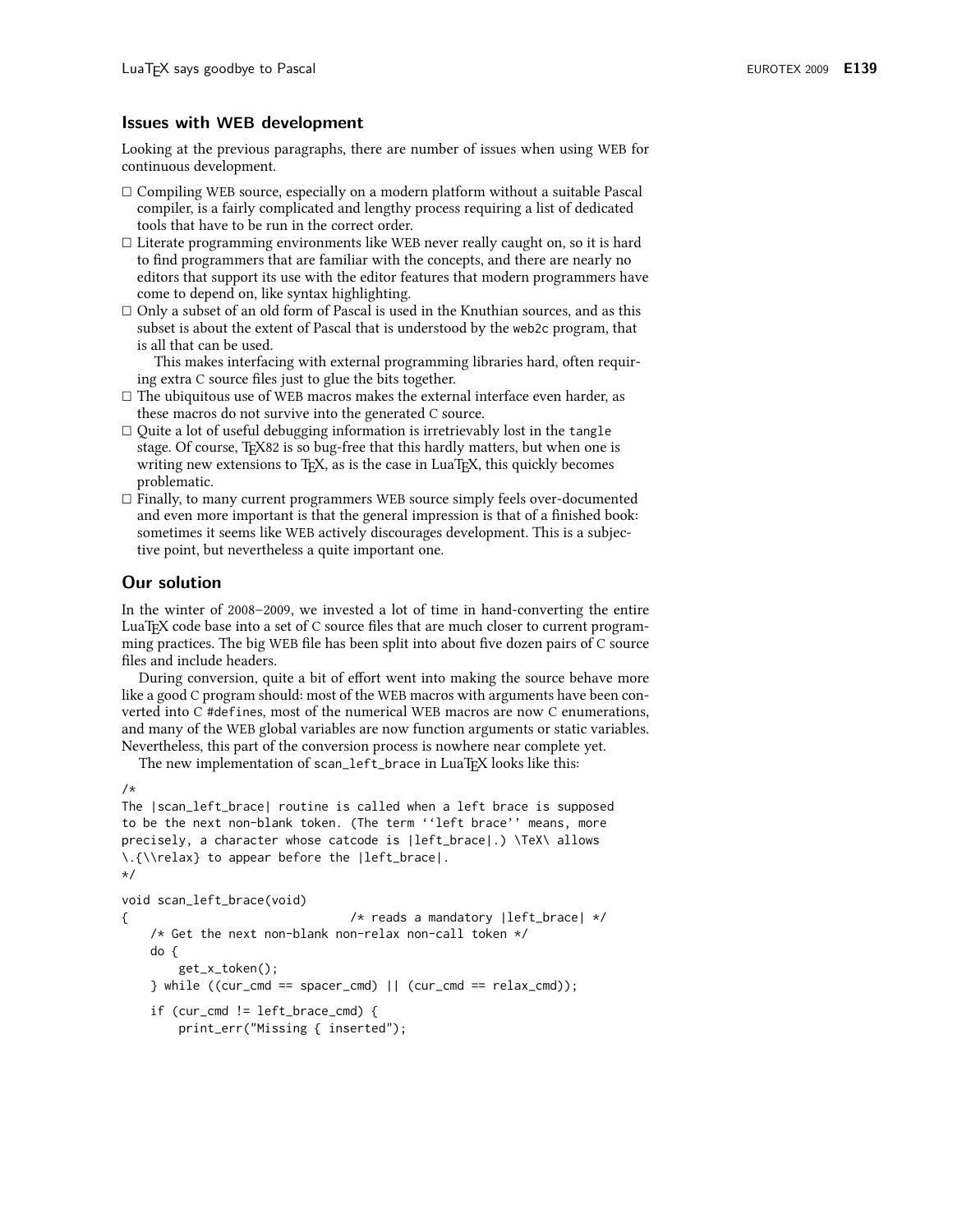## Issues with WEB development

Looking at the previous paragraphs, there are number of issues when using WEB for continuous development.

- Compiling WEB source, especially on a modern platform without a suitable Pascal compiler, is a fairly complicated and lengthy process requiring a list of dedicated tools that have to be run in the correct order.
- Literate programming environments like WEB never really caught on, so it is hard to find programmers that are familiar with the concepts, and there are nearly no editors that support its use with the editor features that modern programmers have come to depend on, like syntax highlighting.
- Only a subset of an old form of Pascal is used in the Knuthian sources, and as this subset is about the extent of Pascal that is understood by the `web2c` program, that is all that can be used.

  This makes interfacing with external programming libraries hard, often requiring extra C source files just to glue the bits together.
- The ubiquitous use of WEB macros makes the external interface even harder, as these macros do not survive into the generated C source.
- Quite a lot of useful debugging information is irretrievably lost in the `tangle` stage. Of course, TEX82 is so bug-free that this hardly matters, but when one is writing new extensions to TEX, as is the case in LuaTEX, this quickly becomes problematic.
- Finally, to many current programmers WEB source simply feels over-documented and even more important is that the general impression is that of a finished book: sometimes it seems like WEB actively discourages development. This is a subjective point, but nevertheless a quite important one.

## Our solution

In the winter of 2008–2009, we invested a lot of time in hand-converting the entire LuaTEX code base into a set of C source files that are much closer to current programming practices. The big WEB file has been split into about five dozen pairs of C source files and include headers.

During conversion, quite a bit of effort went into making the source behave more like a good C program should: most of the WEB macros with arguments have been converted into C `#define`s, most of the numerical WEB macros are now C enumerations, and many of the WEB global variables are now function arguments or static variables. Nevertheless, this part of the conversion process is nowhere near complete yet.

The new implementation of `scan_left_brace` in LuaTEX looks like this:

```
/*
The |scan_left_brace| routine is called when a left brace is supposed
to be the next non-blank token. (The term ‘‘left brace’’ means, more
precisely, a character whose catcode is |left_brace|.) \TeX\ allows
\.{\\relax} to appear before the |left_brace|.
*/

void scan_left_brace(void)
{                               /* reads a mandatory |left_brace| */
    /* Get the next non-blank non-relax non-call token */
    do {
        get_x_token();
    } while ((cur_cmd == spacer_cmd) || (cur_cmd == relax_cmd));

    if (cur_cmd != left_brace_cmd) {
        print_err("Missing { inserted");
```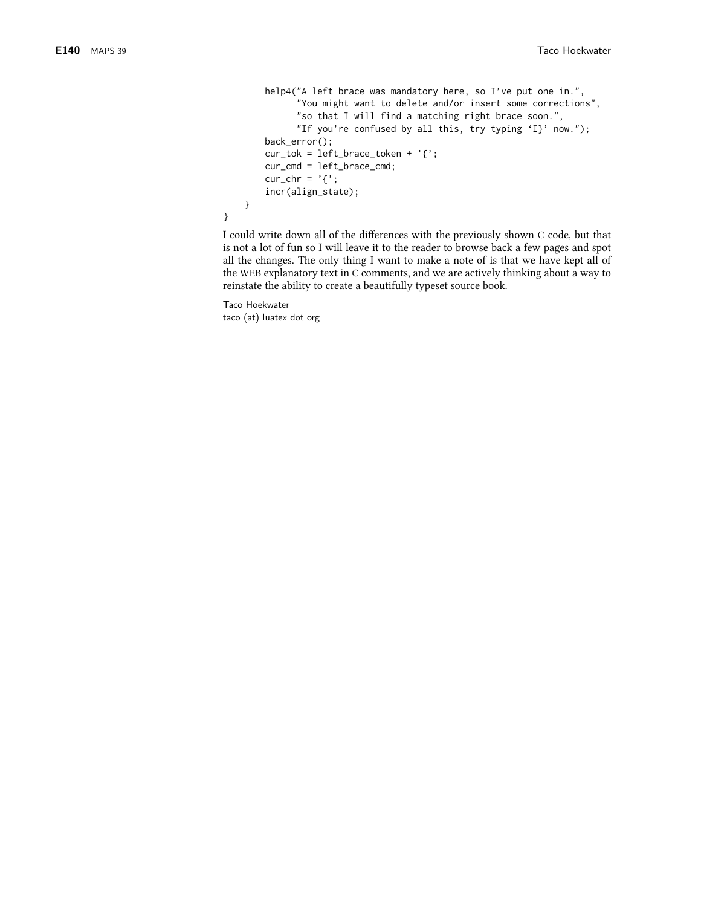```
        help4("A left brace was mandatory here, so I've put one in.",
              "You might want to delete and/or insert some corrections",
              "so that I will find a matching right brace soon.",
              "If you're confused by all this, try typing 'I}' now.");
        back_error();
        cur_tok = left_brace_token + '{';
        cur_cmd = left_brace_cmd;
        cur_chr = '{';
        incr(align_state);
    }
}
```

I could write down all of the differences with the previously shown C code, but that is not a lot of fun so I will leave it to the reader to browse back a few pages and spot all the changes. The only thing I want to make a note of is that we have kept all of the WEB explanatory text in C comments, and we are actively thinking about a way to reinstate the ability to create a beautifully typeset source book.

Taco Hoekwater
taco (at) luatex dot org